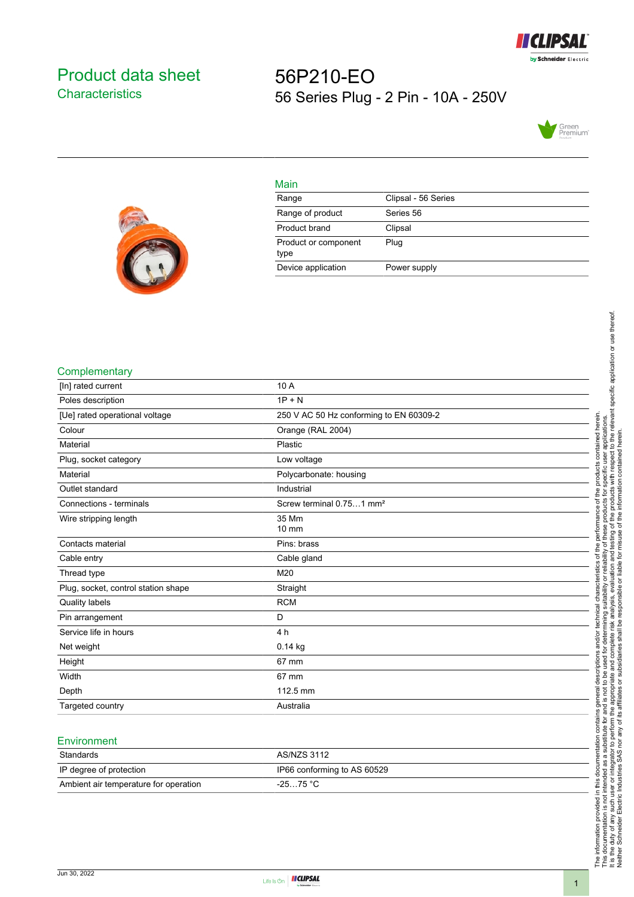# Product data sheet

## Characteristics

# 56P210-EO

56 Series Plug - 2 Pin - 10A - 250V

## Main

| | |
|---|---|
| Range | Clipsal - 56 Series |
| Range of product | Series 56 |
| Product brand | Clipsal |
| Product or component type | Plug |
| Device application | Power supply |

## Complementary

| | |
|---|---|
| [In] rated current | 10 A |
| Poles description | 1P + N |
| [Ue] rated operational voltage | 250 V AC 50 Hz conforming to EN 60309-2 |
| Colour | Orange (RAL 2004) |
| Material | Plastic |
| Plug, socket category | Low voltage |
| Material | Polycarbonate: housing |
| Outlet standard | Industrial |
| Connections - terminals | Screw terminal 0.75…1 mm² |
| Wire stripping length | 35 Mm<br>10 mm |
| Contacts material | Pins: brass |
| Cable entry | Cable gland |
| Thread type | M20 |
| Plug, socket, control station shape | Straight |
| Quality labels | RCM |
| Pin arrangement | D |
| Service life in hours | 4 h |
| Net weight | 0.14 kg |
| Height | 67 mm |
| Width | 67 mm |
| Depth | 112.5 mm |
| Targeted country | Australia |

## Environment

| | |
|---|---|
| Standards | AS/NZS 3112 |
| IP degree of protection | IP66 conforming to AS 60529 |
| Ambient air temperature for operation | -25…75 °C |

The information provided in this documentation contains general descriptions and/or technical characteristics of the performance of the products contained herein.
This documentation is not intended as a substitute for and is not to be used for determining suitability or reliability of these products for specific user applications.
It is the duty of any such user or integrator to perform the appropriate and complete risk analysis, evaluation and testing of the products with respect to the relevant specific application or use thereof.
Neither Schneider Electric Industries SAS nor any of its affiliates or subsidiaries shall be responsible or liable for misuse of the information contained herein.

Jun 30, 2022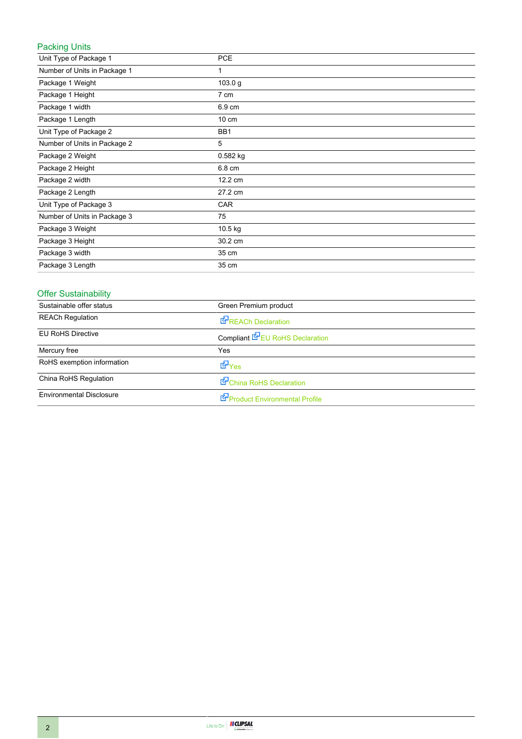## Packing Units

| | |
|---|---|
| Unit Type of Package 1 | PCE |
| Number of Units in Package 1 | 1 |
| Package 1 Weight | 103.0 g |
| Package 1 Height | 7 cm |
| Package 1 width | 6.9 cm |
| Package 1 Length | 10 cm |
| Unit Type of Package 2 | BB1 |
| Number of Units in Package 2 | 5 |
| Package 2 Weight | 0.582 kg |
| Package 2 Height | 6.8 cm |
| Package 2 width | 12.2 cm |
| Package 2 Length | 27.2 cm |
| Unit Type of Package 3 | CAR |
| Number of Units in Package 3 | 75 |
| Package 3 Weight | 10.5 kg |
| Package 3 Height | 30.2 cm |
| Package 3 width | 35 cm |
| Package 3 Length | 35 cm |

## Offer Sustainability

| | |
|---|---|
| Sustainable offer status | Green Premium product |
| REACh Regulation | REACh Declaration |
| EU RoHS Directive | Compliant EU RoHS Declaration |
| Mercury free | Yes |
| RoHS exemption information | Yes |
| China RoHS Regulation | China RoHS Declaration |
| Environmental Disclosure | Product Environmental Profile |